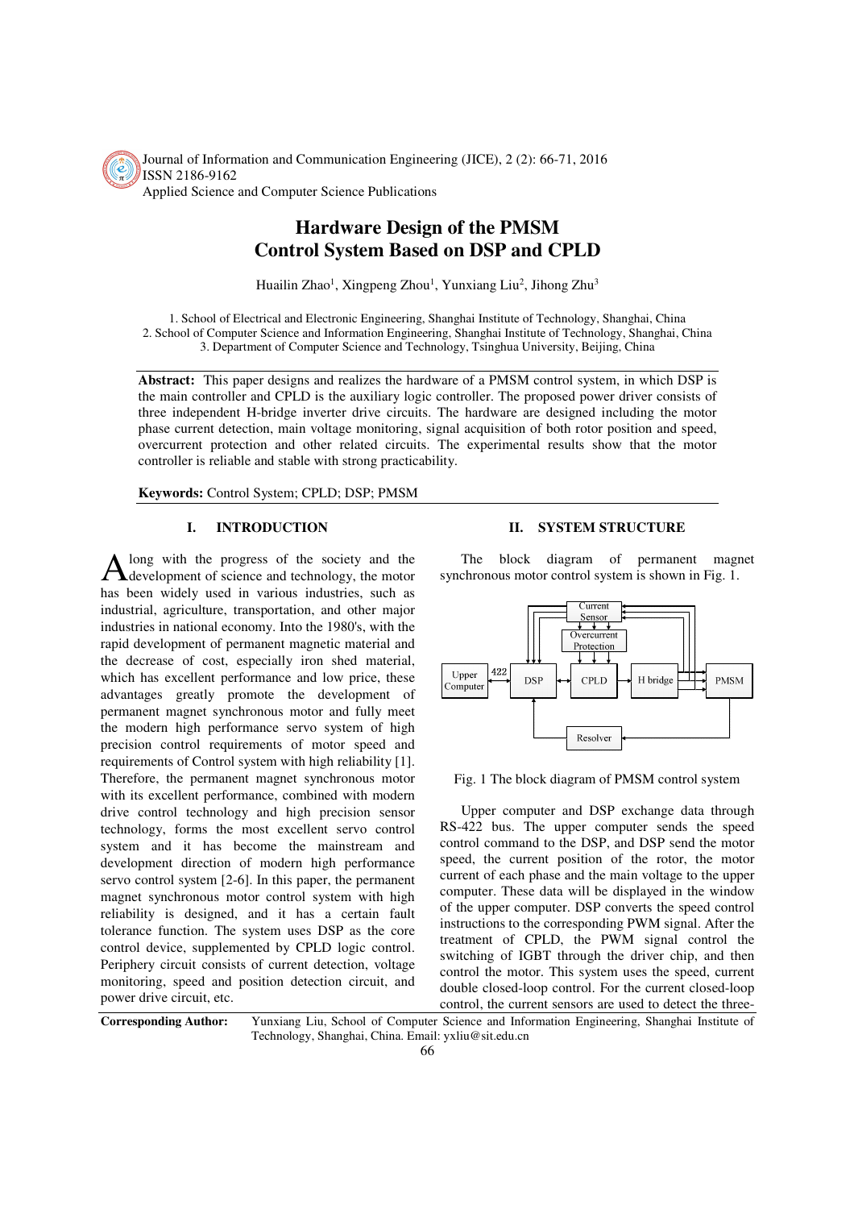# Hardware Design of the PMSM Control System Based on DSP and CPLD

Huailin Zhao[1], Xingpeng Zhou[1], Yunxiang Liu[2], Jihong Zhu[3]

1. School of Electrical and Electronic Engineering, Shanghai Institute of Technology, Shanghai, China
2. School of Computer Science and Information Engineering, Shanghai Institute of Technology, Shanghai, China
3. Department of Computer Science and Technology, Tsinghua University, Beijing, China

**Abstract:** This paper designs and realizes the hardware of a PMSM control system, in which DSP is the main controller and CPLD is the auxiliary logic controller. The proposed power driver consists of three independent H-bridge inverter drive circuits. The hardware are designed including the motor phase current detection, main voltage monitoring, signal acquisition of both rotor position and speed, overcurrent protection and other related circuits. The experimental results show that the motor controller is reliable and stable with strong practicability.

**Keywords:** Control System; CPLD; DSP; PMSM

## I. INTRODUCTION

Along with the progress of the society and the development of science and technology, the motor has been widely used in various industries, such as industrial, agriculture, transportation, and other major industries in national economy. Into the 1980's, with the rapid development of permanent magnetic material and the decrease of cost, especially iron shed material, which has excellent performance and low price, these advantages greatly promote the development of permanent magnet synchronous motor and fully meet the modern high performance servo system of high precision control requirements of motor speed and requirements of Control system with high reliability [1]. Therefore, the permanent magnet synchronous motor with its excellent performance, combined with modern drive control technology and high precision sensor technology, forms the most excellent servo control system and it has become the mainstream and development direction of modern high performance servo control system [2-6]. In this paper, the permanent magnet synchronous motor control system with high reliability is designed, and it has a certain fault tolerance function. The system uses DSP as the core control device, supplemented by CPLD logic control. Periphery circuit consists of current detection, voltage monitoring, speed and position detection circuit, and power drive circuit, etc.

## II. SYSTEM STRUCTURE

The block diagram of permanent magnet synchronous motor control system is shown in Fig. 1.

Fig. 1 The block diagram of PMSM control system

Upper computer and DSP exchange data through RS-422 bus. The upper computer sends the speed control command to the DSP, and DSP send the motor speed, the current position of the rotor, the motor current of each phase and the main voltage to the upper computer. These data will be displayed in the window of the upper computer. DSP converts the speed control instructions to the corresponding PWM signal. After the treatment of CPLD, the PWM signal control the switching of IGBT through the driver chip, and then control the motor. This system uses the speed, current double closed-loop control. For the current closed-loop control, the current sensors are used to detect the three-

**Corresponding Author:** Yunxiang Liu, School of Computer Science and Information Engineering, Shanghai Institute of Technology, Shanghai, China. Email: yxliu@sit.edu.cn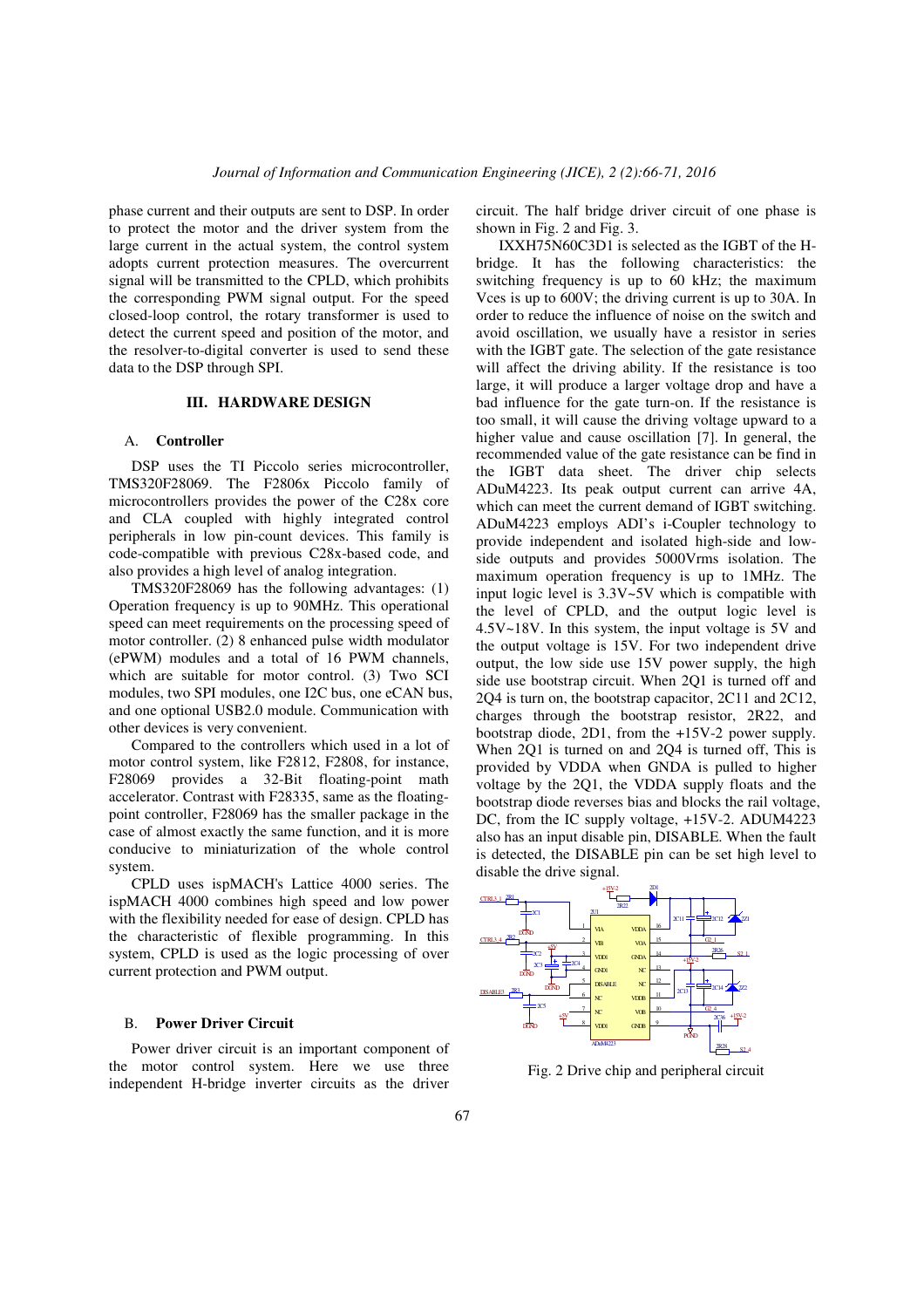phase current and their outputs are sent to DSP. In order to protect the motor and the driver system from the large current in the actual system, the control system adopts current protection measures. The overcurrent signal will be transmitted to the CPLD, which prohibits the corresponding PWM signal output. For the speed closed-loop control, the rotary transformer is used to detect the current speed and position of the motor, and the resolver-to-digital converter is used to send these data to the DSP through SPI.

## III. HARDWARE DESIGN

### A. Controller

DSP uses the TI Piccolo series microcontroller, TMS320F28069. The F2806x Piccolo family of microcontrollers provides the power of the C28x core and CLA coupled with highly integrated control peripherals in low pin-count devices. This family is code-compatible with previous C28x-based code, and also provides a high level of analog integration.

TMS320F28069 has the following advantages: (1) Operation frequency is up to 90MHz. This operational speed can meet requirements on the processing speed of motor controller. (2) 8 enhanced pulse width modulator (ePWM) modules and a total of 16 PWM channels, which are suitable for motor control. (3) Two SCI modules, two SPI modules, one I2C bus, one eCAN bus, and one optional USB2.0 module. Communication with other devices is very convenient.

Compared to the controllers which used in a lot of motor control system, like F2812, F2808, for instance, F28069 provides a 32-Bit floating-point math accelerator. Contrast with F28335, same as the floating-point controller, F28069 has the smaller package in the case of almost exactly the same function, and it is more conducive to miniaturization of the whole control system.

CPLD uses ispMACH's Lattice 4000 series. The ispMACH 4000 combines high speed and low power with the flexibility needed for ease of design. CPLD has the characteristic of flexible programming. In this system, CPLD is used as the logic processing of over current protection and PWM output.

### B. Power Driver Circuit

Power driver circuit is an important component of the motor control system. Here we use three independent H-bridge inverter circuits as the driver circuit. The half bridge driver circuit of one phase is shown in Fig. 2 and Fig. 3.

IXXH75N60C3D1 is selected as the IGBT of the H-bridge. It has the following characteristics: the switching frequency is up to 60 kHz; the maximum Vces is up to 600V; the driving current is up to 30A. In order to reduce the influence of noise on the switch and avoid oscillation, we usually have a resistor in series with the IGBT gate. The selection of the gate resistance will affect the driving ability. If the resistance is too large, it will produce a larger voltage drop and have a bad influence for the gate turn-on. If the resistance is too small, it will cause the driving voltage upward to a higher value and cause oscillation [7]. In general, the recommended value of the gate resistance can be find in the IGBT data sheet. The driver chip selects ADuM4223. Its peak output current can arrive 4A, which can meet the current demand of IGBT switching. ADuM4223 employs ADI's i-Coupler technology to provide independent and isolated high-side and low-side outputs and provides 5000Vrms isolation. The maximum operation frequency is up to 1MHz. The input logic level is 3.3V~5V which is compatible with the level of CPLD, and the output logic level is 4.5V~18V. In this system, the input voltage is 5V and the output voltage is 15V. For two independent drive output, the low side use 15V power supply, the high side use bootstrap circuit. When 2Q1 is turned off and 2Q4 is turn on, the bootstrap capacitor, 2C11 and 2C12, charges through the bootstrap resistor, 2R22, and bootstrap diode, 2D1, from the +15V-2 power supply. When 2Q1 is turned on and 2Q4 is turned off, This is provided by VDDA when GNDA is pulled to higher voltage by the 2Q1, the VDDA supply floats and the bootstrap diode reverses bias and blocks the rail voltage, DC, from the IC supply voltage, +15V-2. ADUM4223 also has an input disable pin, DISABLE. When the fault is detected, the DISABLE pin can be set high level to disable the drive signal.

Fig. 2 Drive chip and peripheral circuit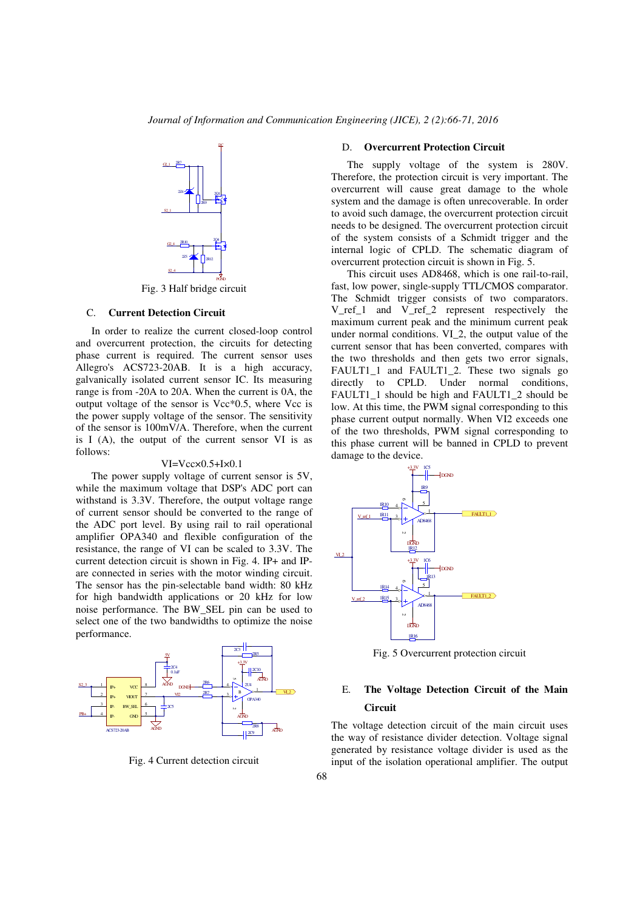Fig. 3 Half bridge circuit

### C. Current Detection Circuit

In order to realize the current closed-loop control and overcurrent protection, the circuits for detecting phase current is required. The current sensor uses Allegro's ACS723-20AB. It is a high accuracy, galvanically isolated current sensor IC. Its measuring range is from -20A to 20A. When the current is 0A, the output voltage of the sensor is Vcc*0.5, where Vcc is the power supply voltage of the sensor. The sensitivity of the sensor is 100mV/A. Therefore, when the current is I (A), the output of the current sensor VI is as follows:

$$VI = Vcc \times 0.5 + I \times 0.1$$

The power supply voltage of current sensor is 5V, while the maximum voltage that DSP's ADC port can withstand is 3.3V. Therefore, the output voltage range of current sensor should be converted to the range of the ADC port level. By using rail to rail operational amplifier OPA340 and flexible configuration of the resistance, the range of VI can be scaled to 3.3V. The current detection circuit is shown in Fig. 4. IP+ and IP- are connected in series with the motor winding circuit. The sensor has the pin-selectable band width: 80 kHz for high bandwidth applications or 20 kHz for low noise performance. The BW_SEL pin can be used to select one of the two bandwidths to optimize the noise performance.

Fig. 4 Current detection circuit

### D. Overcurrent Protection Circuit

The supply voltage of the system is 280V. Therefore, the protection circuit is very important. The overcurrent will cause great damage to the whole system and the damage is often unrecoverable. In order to avoid such damage, the overcurrent protection circuit needs to be designed. The overcurrent protection circuit of the system consists of a Schmidt trigger and the internal logic of CPLD. The schematic diagram of overcurrent protection circuit is shown in Fig. 5.

This circuit uses AD8468, which is one rail-to-rail, fast, low power, single-supply TTL/CMOS comparator. The Schmidt trigger consists of two comparators. V_ref_1 and V_ref_2 represent respectively the maximum current peak and the minimum current peak under normal conditions. VI_2, the output value of the current sensor that has been converted, compares with the two thresholds and then gets two error signals, FAULT1_1 and FAULT1_2. These two signals go directly to CPLD. Under normal conditions, FAULT1_1 should be high and FAULT1_2 should be low. At this time, the PWM signal corresponding to this phase current output normally. When VI2 exceeds one of the two thresholds, PWM signal corresponding to this phase current will be banned in CPLD to prevent damage to the device.

Fig. 5 Overcurrent protection circuit

### E. The Voltage Detection Circuit of the Main Circuit

The voltage detection circuit of the main circuit uses the way of resistance divider detection. Voltage signal generated by resistance voltage divider is used as the input of the isolation operational amplifier. The output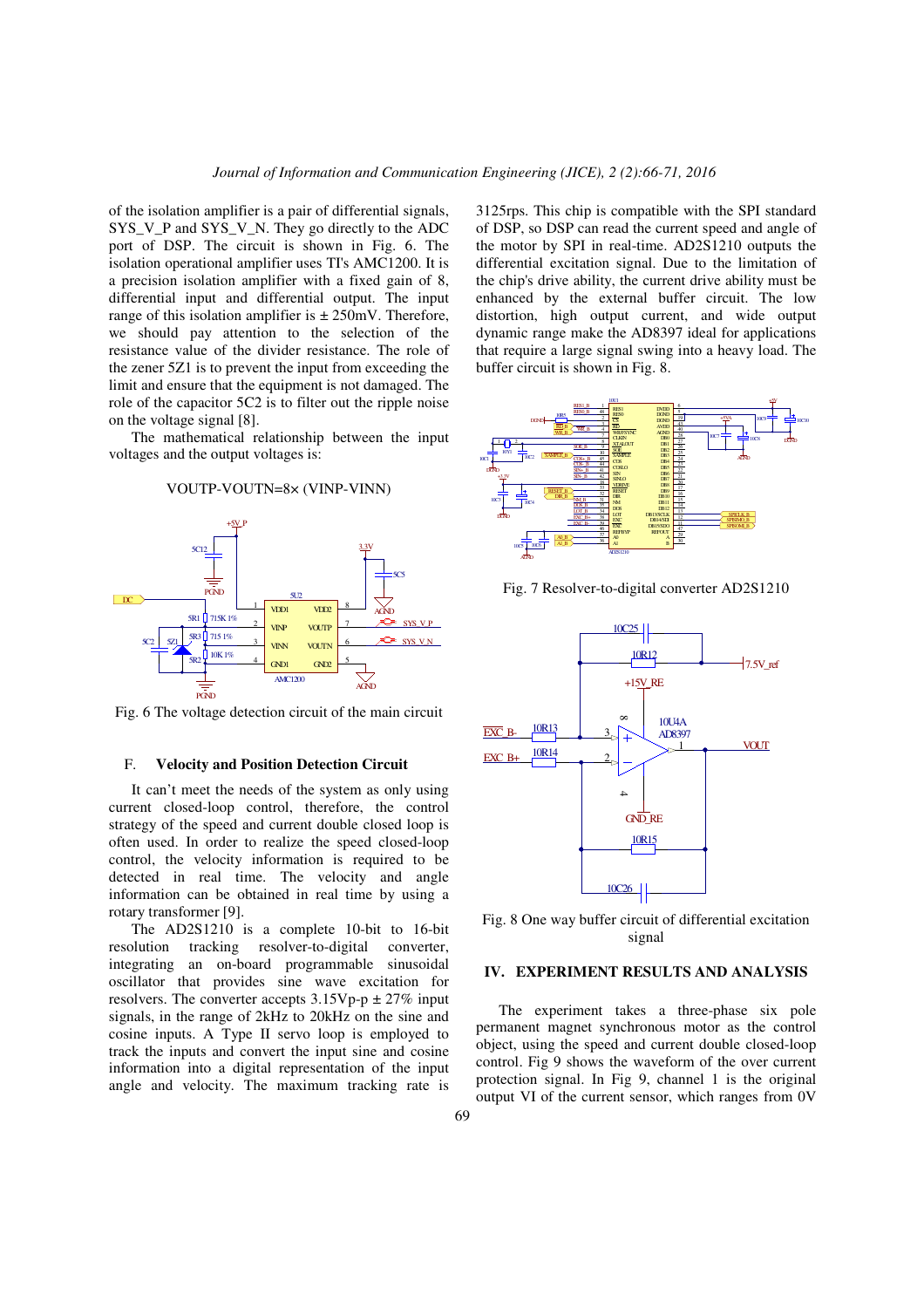of the isolation amplifier is a pair of differential signals, SYS_V_P and SYS_V_N. They go directly to the ADC port of DSP. The circuit is shown in Fig. 6. The isolation operational amplifier uses TI's AMC1200. It is a precision isolation amplifier with a fixed gain of 8, differential input and differential output. The input range of this isolation amplifier is ± 250mV. Therefore, we should pay attention to the selection of the resistance value of the divider resistance. The role of the zener 5Z1 is to prevent the input from exceeding the limit and ensure that the equipment is not damaged. The role of the capacitor 5C2 is to filter out the ripple noise on the voltage signal [8].

The mathematical relationship between the input voltages and the output voltages is:

$$VOUTP-VOUTN=8\times (VINP-VINN)$$

Fig. 6 The voltage detection circuit of the main circuit

### F. Velocity and Position Detection Circuit

It can't meet the needs of the system as only using current closed-loop control, therefore, the control strategy of the speed and current double closed loop is often used. In order to realize the speed closed-loop control, the velocity information is required to be detected in real time. The velocity and angle information can be obtained in real time by using a rotary transformer [9].

The AD2S1210 is a complete 10-bit to 16-bit resolution tracking resolver-to-digital converter, integrating an on-board programmable sinusoidal oscillator that provides sine wave excitation for resolvers. The converter accepts 3.15Vp-p ± 27% input signals, in the range of 2kHz to 20kHz on the sine and cosine inputs. A Type II servo loop is employed to track the inputs and convert the input sine and cosine information into a digital representation of the input angle and velocity. The maximum tracking rate is 3125rps. This chip is compatible with the SPI standard of DSP, so DSP can read the current speed and angle of the motor by SPI in real-time. AD2S1210 outputs the differential excitation signal. Due to the limitation of the chip's drive ability, the current drive ability must be enhanced by the external buffer circuit. The low distortion, high output current, and wide output dynamic range make the AD8397 ideal for applications that require a large signal swing into a heavy load. The buffer circuit is shown in Fig. 8.

Fig. 7 Resolver-to-digital converter AD2S1210

Fig. 8 One way buffer circuit of differential excitation signal

## IV. EXPERIMENT RESULTS AND ANALYSIS

The experiment takes a three-phase six pole permanent magnet synchronous motor as the control object, using the speed and current double closed-loop control. Fig 9 shows the waveform of the over current protection signal. In Fig 9, channel 1 is the original output VI of the current sensor, which ranges from 0V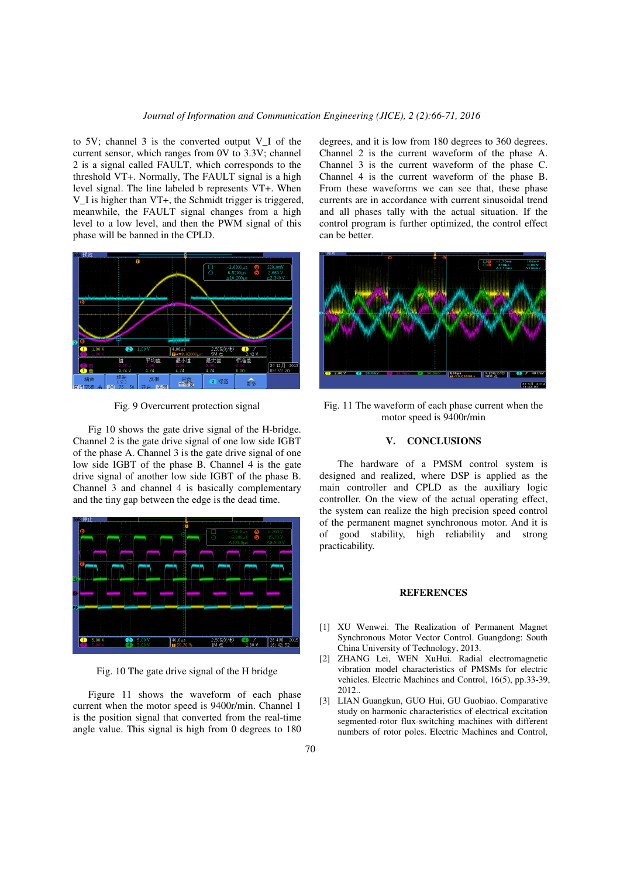to 5V; channel 3 is the converted output V_I of the current sensor, which ranges from 0V to 3.3V; channel 2 is a signal called FAULT, which corresponds to the threshold VT+. Normally, The FAULT signal is a high level signal. The line labeled b represents VT+. When V_I is higher than VT+, the Schmidt trigger is triggered, meanwhile, the FAULT signal changes from a high level to a low level, and then the PWM signal of this phase will be banned in the CPLD.

Fig. 9 Overcurrent protection signal

Fig 10 shows the gate drive signal of the H-bridge. Channel 2 is the gate drive signal of one low side IGBT of the phase A. Channel 3 is the gate drive signal of one low side IGBT of the phase B. Channel 4 is the gate drive signal of another low side IGBT of the phase B. Channel 3 and channel 4 is basically complementary and the tiny gap between the edge is the dead time.

Fig. 10 The gate drive signal of the H bridge

Figure 11 shows the waveform of each phase current when the motor speed is 9400r/min. Channel 1 is the position signal that converted from the real-time angle value. This signal is high from 0 degrees to 180 degrees, and it is low from 180 degrees to 360 degrees. Channel 2 is the current waveform of the phase A. Channel 3 is the current waveform of the phase C. Channel 4 is the current waveform of the phase B. From these waveforms we can see that, these phase currents are in accordance with current sinusoidal trend and all phases tally with the actual situation. If the control program is further optimized, the control effect can be better.

Fig. 11 The waveform of each phase current when the motor speed is 9400r/min

## V. CONCLUSIONS

The hardware of a PMSM control system is designed and realized, where DSP is applied as the main controller and CPLD as the auxiliary logic controller. On the view of the actual operating effect, the system can realize the high precision speed control of the permanent magnet synchronous motor. And it is of good stability, high reliability and strong practicability.

## REFERENCES

[1] XU Wenwei. The Realization of Permanent Magnet Synchronous Motor Vector Control. Guangdong: South China University of Technology, 2013.

[2] ZHANG Lei, WEN XuHui. Radial electromagnetic vibration model characteristics of PMSMs for electric vehicles. Electric Machines and Control, 16(5), pp.33-39, 2012..

[3] LIAN Guangkun, GUO Hui, GU Guobiao. Comparative study on harmonic characteristics of electrical excitation segmented-rotor flux-switching machines with different numbers of rotor poles. Electric Machines and Control,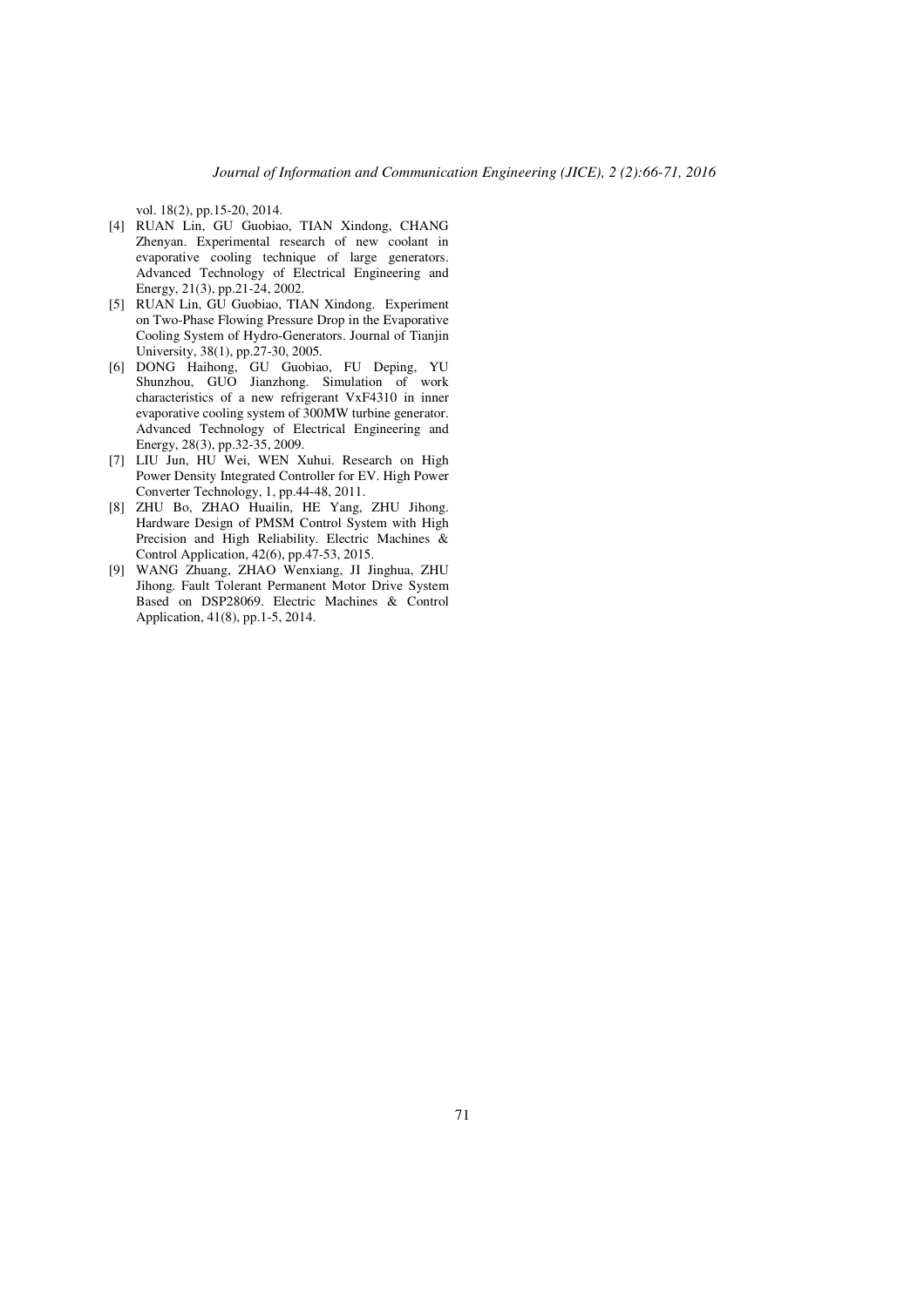vol. 18(2), pp.15-20, 2014.

[4] RUAN Lin, GU Guobiao, TIAN Xindong, CHANG Zhenyan. Experimental research of new coolant in evaporative cooling technique of large generators. Advanced Technology of Electrical Engineering and Energy, 21(3), pp.21-24, 2002.

[5] RUAN Lin, GU Guobiao, TIAN Xindong. Experiment on Two-Phase Flowing Pressure Drop in the Evaporative Cooling System of Hydro-Generators. Journal of Tianjin University, 38(1), pp.27-30, 2005.

[6] DONG Haihong, GU Guobiao, FU Deping, YU Shunzhou, GUO Jianzhong. Simulation of work characteristics of a new refrigerant VxF4310 in inner evaporative cooling system of 300MW turbine generator. Advanced Technology of Electrical Engineering and Energy, 28(3), pp.32-35, 2009.

[7] LIU Jun, HU Wei, WEN Xuhui. Research on High Power Density Integrated Controller for EV. High Power Converter Technology, 1, pp.44-48, 2011.

[8] ZHU Bo, ZHAO Huailin, HE Yang, ZHU Jihong. Hardware Design of PMSM Control System with High Precision and High Reliability. Electric Machines & Control Application, 42(6), pp.47-53, 2015.

[9] WANG Zhuang, ZHAO Wenxiang, JI Jinghua, ZHU Jihong. Fault Tolerant Permanent Motor Drive System Based on DSP28069. Electric Machines & Control Application, 41(8), pp.1-5, 2014.